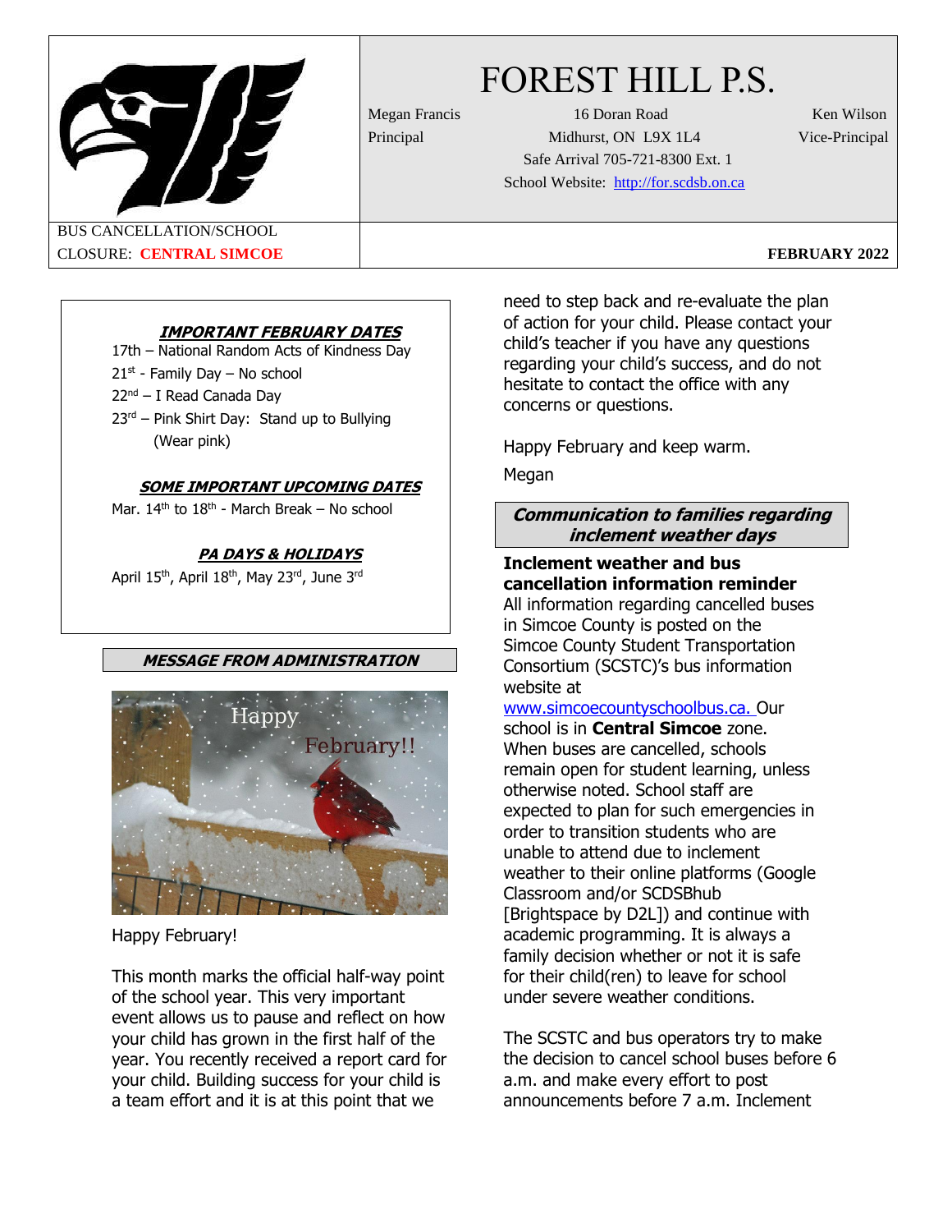# FOREST HILL P.S.

Megan Francis
Principal

16 Doran Road
Midhurst, ON L9X 1L4
Safe Arrival 705-721-8300 Ext. 1
School Website: http://for.scdsb.on.ca

Ken Wilson
Vice-Principal

BUS CANCELLATION/SCHOOL CLOSURE: **CENTRAL SIMCOE**

**FEBRUARY 2022**

### ***IMPORTANT FEBRUARY DATES***

17th – National Random Acts of Kindness Day
21st - Family Day – No school
22nd – I Read Canada Day
23rd – Pink Shirt Day: Stand up to Bullying (Wear pink)

### ***SOME IMPORTANT UPCOMING DATES***

Mar. 14th to 18th - March Break – No school

### ***PA DAYS & HOLIDAYS***

April 15th, April 18th, May 23rd, June 3rd

## ***MESSAGE FROM ADMINISTRATION***

Happy February!

This month marks the official half-way point of the school year. This very important event allows us to pause and reflect on how your child has grown in the first half of the year. You recently received a report card for your child. Building success for your child is a team effort and it is at this point that we need to step back and re-evaluate the plan of action for your child. Please contact your child's teacher if you have any questions regarding your child's success, and do not hesitate to contact the office with any concerns or questions.

Happy February and keep warm.

Megan

## ***Communication to families regarding inclement weather days***

**Inclement weather and bus cancellation information reminder**

All information regarding cancelled buses in Simcoe County is posted on the Simcoe County Student Transportation Consortium (SCSTC)'s bus information website at www.simcoecountyschoolbus.ca. Our school is in **Central Simcoe** zone. When buses are cancelled, schools remain open for student learning, unless otherwise noted. School staff are expected to plan for such emergencies in order to transition students who are unable to attend due to inclement weather to their online platforms (Google Classroom and/or SCDSBhub [Brightspace by D2L]) and continue with academic programming. It is always a family decision whether or not it is safe for their child(ren) to leave for school under severe weather conditions.

The SCSTC and bus operators try to make the decision to cancel school buses before 6 a.m. and make every effort to post announcements before 7 a.m. Inclement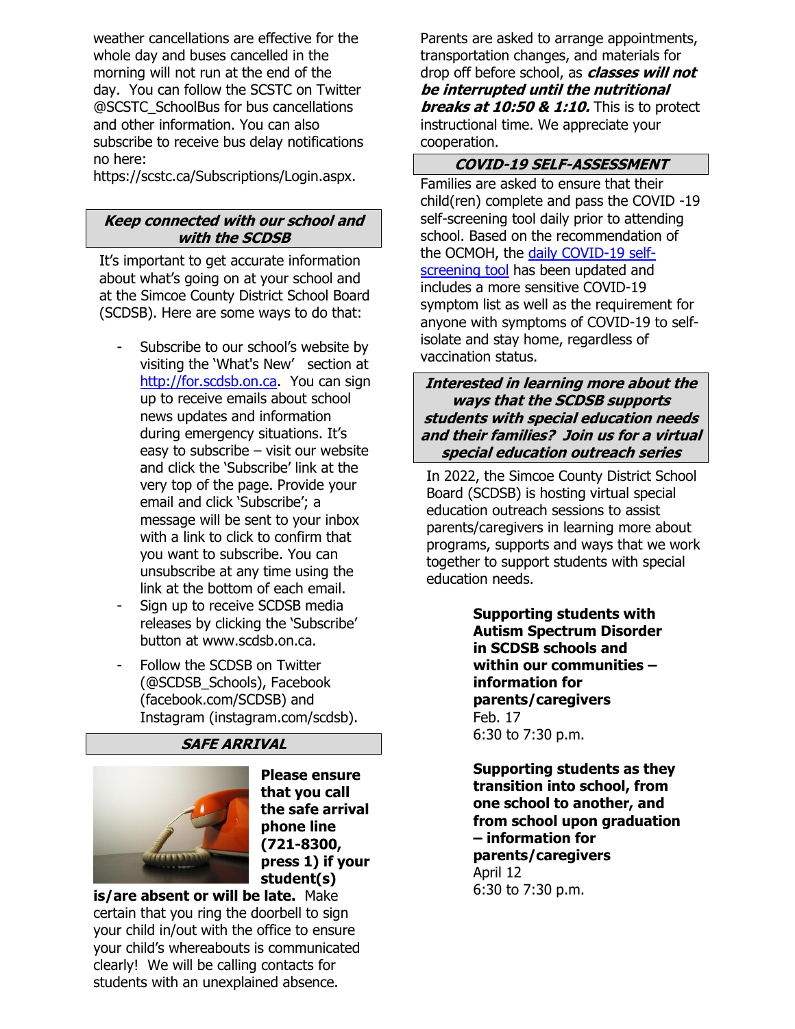weather cancellations are effective for the whole day and buses cancelled in the morning will not run at the end of the day. You can follow the SCSTC on Twitter @SCSTC_SchoolBus for bus cancellations and other information. You can also subscribe to receive bus delay notifications no here: https://scstc.ca/Subscriptions/Login.aspx.

## *Keep connected with our school and with the SCDSB*

It's important to get accurate information about what's going on at your school and at the Simcoe County District School Board (SCDSB). Here are some ways to do that:

- Subscribe to our school's website by visiting the 'What's New' section at http://for.scdsb.on.ca. You can sign up to receive emails about school news updates and information during emergency situations. It's easy to subscribe – visit our website and click the 'Subscribe' link at the very top of the page. Provide your email and click 'Subscribe'; a message will be sent to your inbox with a link to click to confirm that you want to subscribe. You can unsubscribe at any time using the link at the bottom of each email.
- Sign up to receive SCDSB media releases by clicking the 'Subscribe' button at www.scdsb.on.ca.
- Follow the SCDSB on Twitter (@SCDSB_Schools), Facebook (facebook.com/SCDSB) and Instagram (instagram.com/scdsb).

## *SAFE ARRIVAL*

**Please ensure that you call the safe arrival phone line (721-8300, press 1) if your student(s) is/are absent or will be late.** Make certain that you ring the doorbell to sign your child in/out with the office to ensure your child's whereabouts is communicated clearly! We will be calling contacts for students with an unexplained absence.

Parents are asked to arrange appointments, transportation changes, and materials for drop off before school, as ***classes will not be interrupted until the nutritional breaks at 10:50 & 1:10.*** This is to protect instructional time. We appreciate your cooperation.

## *COVID-19 SELF-ASSESSMENT*

Families are asked to ensure that their child(ren) complete and pass the COVID -19 self-screening tool daily prior to attending school. Based on the recommendation of the OCMOH, the daily COVID-19 self-screening tool has been updated and includes a more sensitive COVID-19 symptom list as well as the requirement for anyone with symptoms of COVID-19 to self-isolate and stay home, regardless of vaccination status.

## *Interested in learning more about the ways that the SCDSB supports students with special education needs and their families? Join us for a virtual special education outreach series*

In 2022, the Simcoe County District School Board (SCDSB) is hosting virtual special education outreach sessions to assist parents/caregivers in learning more about programs, supports and ways that we work together to support students with special education needs.

**Supporting students with Autism Spectrum Disorder in SCDSB schools and within our communities – information for parents/caregivers**
Feb. 17
6:30 to 7:30 p.m.

**Supporting students as they transition into school, from one school to another, and from school upon graduation – information for parents/caregivers**
April 12
6:30 to 7:30 p.m.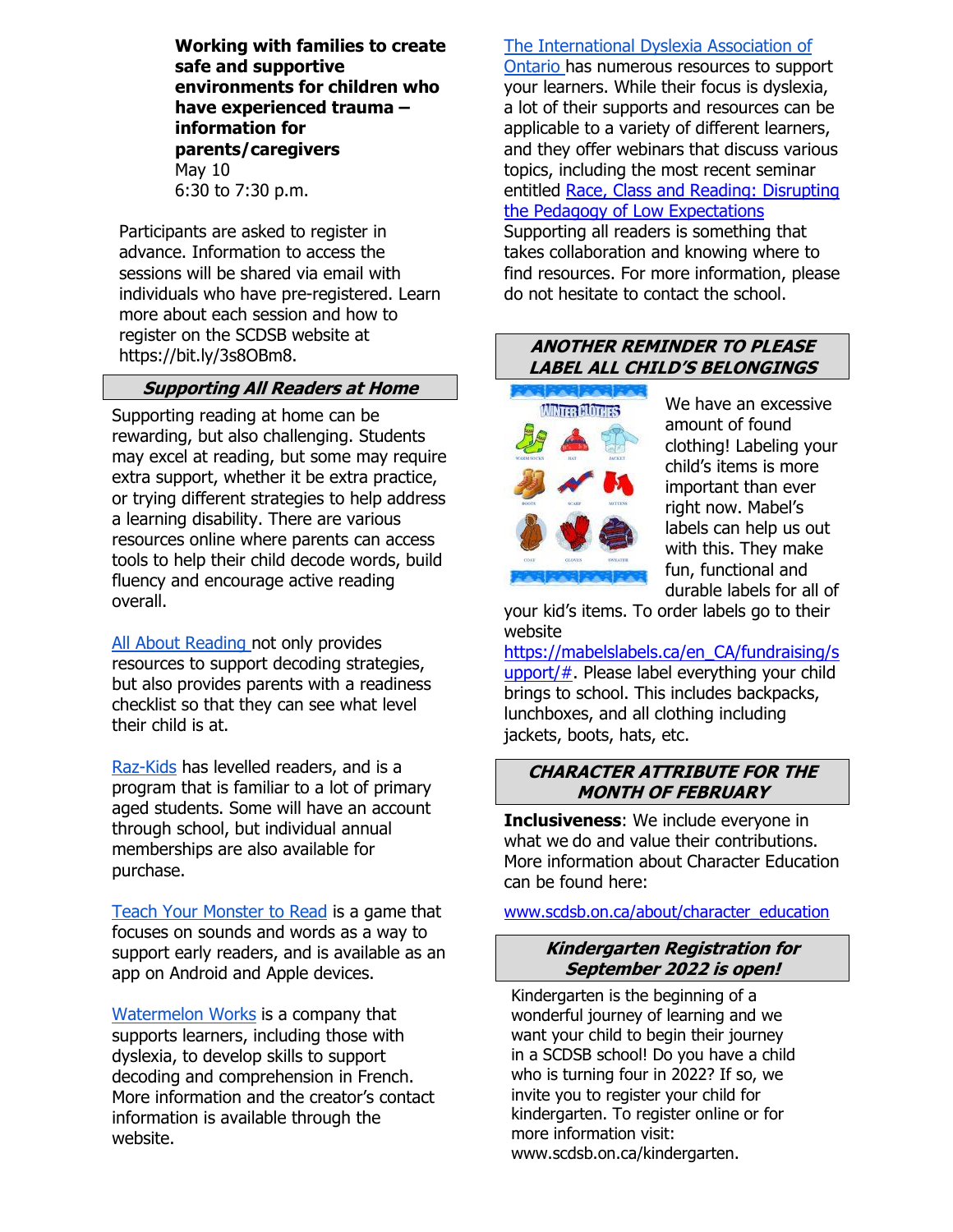**Working with families to create safe and supportive environments for children who have experienced trauma – information for parents/caregivers**
May 10
6:30 to 7:30 p.m.

Participants are asked to register in advance. Information to access the sessions will be shared via email with individuals who have pre-registered. Learn more about each session and how to register on the SCDSB website at https://bit.ly/3s8OBm8.

## *Supporting All Readers at Home*

Supporting reading at home can be rewarding, but also challenging. Students may excel at reading, but some may require extra support, whether it be extra practice, or trying different strategies to help address a learning disability. There are various resources online where parents can access tools to help their child decode words, build fluency and encourage active reading overall.

All About Reading not only provides resources to support decoding strategies, but also provides parents with a readiness checklist so that they can see what level their child is at.

Raz-Kids has levelled readers, and is a program that is familiar to a lot of primary aged students. Some will have an account through school, but individual annual memberships are also available for purchase.

Teach Your Monster to Read is a game that focuses on sounds and words as a way to support early readers, and is available as an app on Android and Apple devices.

Watermelon Works is a company that supports learners, including those with dyslexia, to develop skills to support decoding and comprehension in French. More information and the creator's contact information is available through the website.

The International Dyslexia Association of Ontario has numerous resources to support your learners. While their focus is dyslexia, a lot of their supports and resources can be applicable to a variety of different learners, and they offer webinars that discuss various topics, including the most recent seminar entitled Race, Class and Reading: Disrupting the Pedagogy of Low Expectations
Supporting all readers is something that takes collaboration and knowing where to find resources. For more information, please do not hesitate to contact the school.

## *ANOTHER REMINDER TO PLEASE LABEL ALL CHILD'S BELONGINGS*

We have an excessive amount of found clothing! Labeling your child's items is more important than ever right now. Mabel's labels can help us out with this. They make fun, functional and durable labels for all of your kid's items. To order labels go to their website https://mabelslabels.ca/en_CA/fundraising/support/#. Please label everything your child brings to school. This includes backpacks, lunchboxes, and all clothing including jackets, boots, hats, etc.

## *CHARACTER ATTRIBUTE FOR THE MONTH OF FEBRUARY*

**Inclusiveness**: We include everyone in what we do and value their contributions. More information about Character Education can be found here:

www.scdsb.on.ca/about/character_education

## *Kindergarten Registration for September 2022 is open!*

Kindergarten is the beginning of a wonderful journey of learning and we want your child to begin their journey in a SCDSB school! Do you have a child who is turning four in 2022? If so, we invite you to register your child for kindergarten. To register online or for more information visit: www.scdsb.on.ca/kindergarten.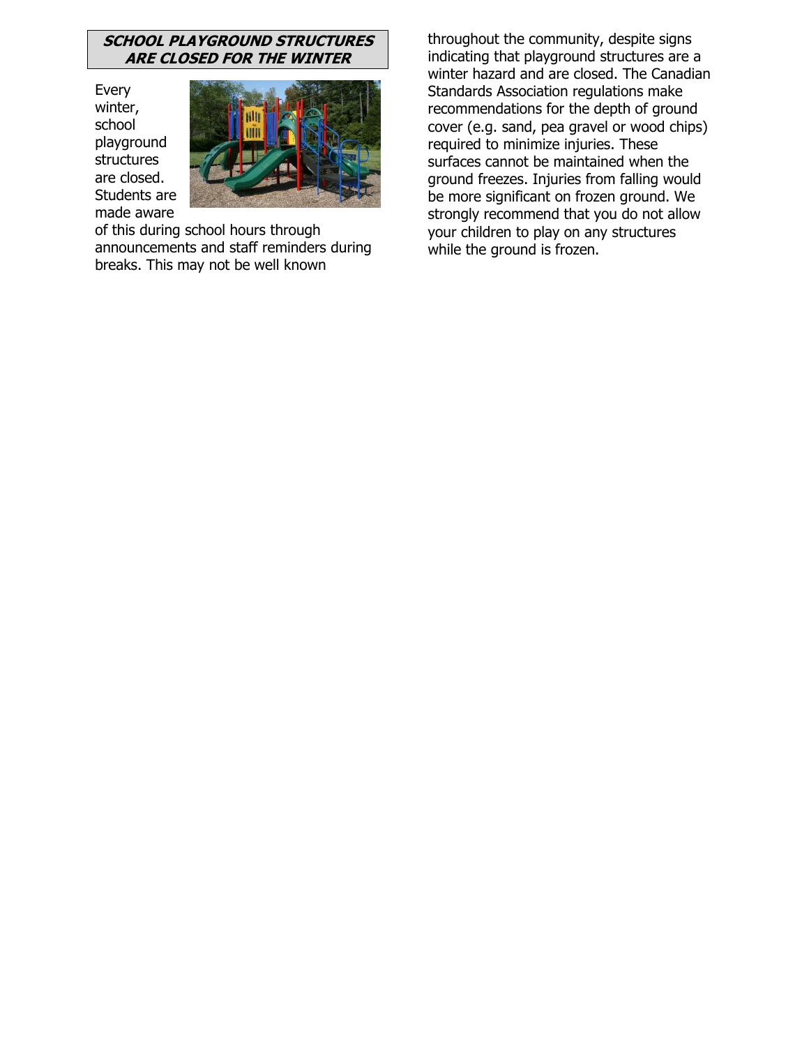## ***SCHOOL PLAYGROUND STRUCTURES ARE CLOSED FOR THE WINTER***

Every winter, school playground structures are closed. Students are made aware of this during school hours through announcements and staff reminders during breaks. This may not be well known throughout the community, despite signs indicating that playground structures are a winter hazard and are closed. The Canadian Standards Association regulations make recommendations for the depth of ground cover (e.g. sand, pea gravel or wood chips) required to minimize injuries. These surfaces cannot be maintained when the ground freezes. Injuries from falling would be more significant on frozen ground. We strongly recommend that you do not allow your children to play on any structures while the ground is frozen.